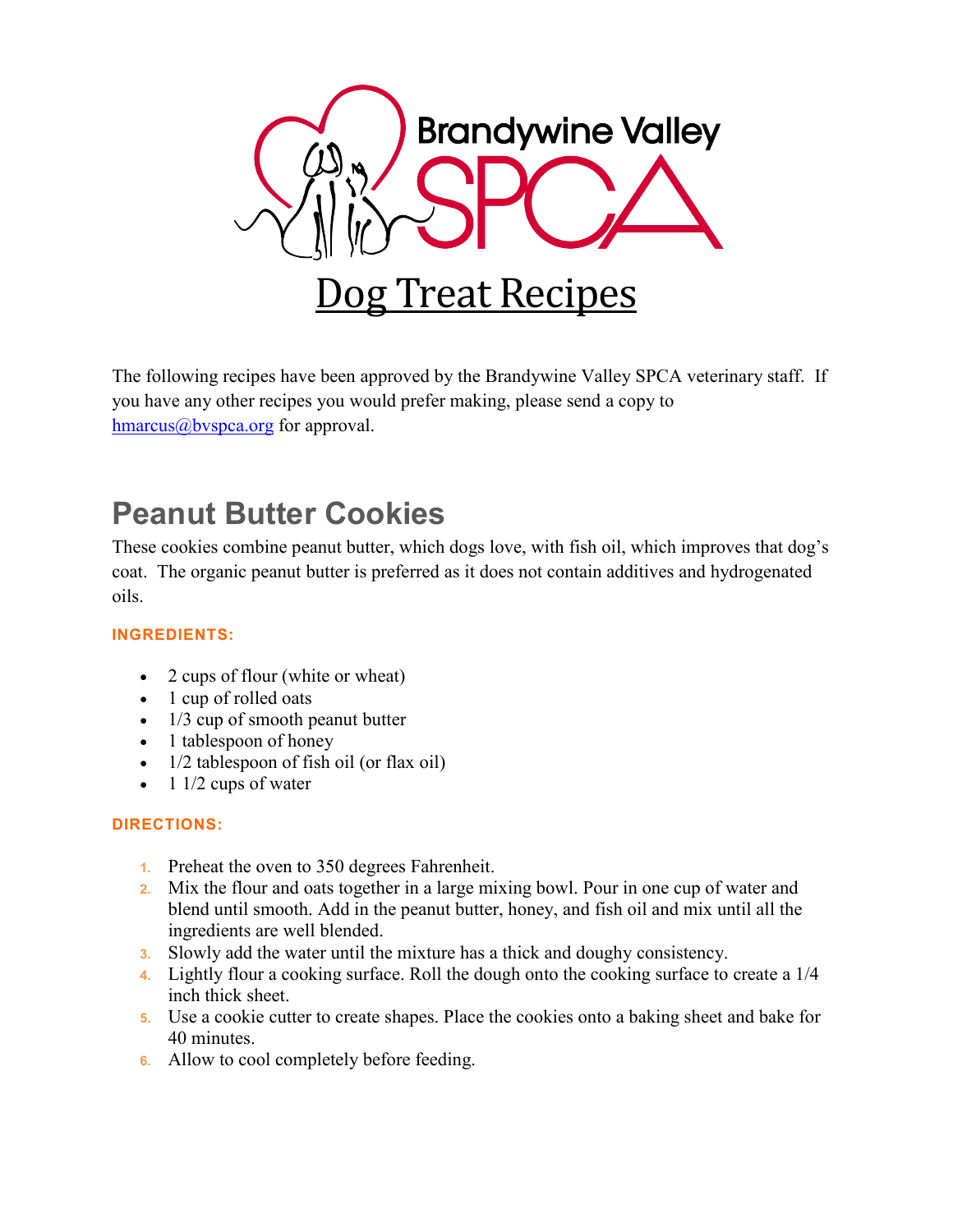# Dog Treat Recipes

The following recipes have been approved by the Brandywine Valley SPCA veterinary staff. If you have any other recipes you would prefer making, please send a copy to [hmarcus@bvspca.org](mailto:hmarcus@bvspca.org) for approval.

## Peanut Butter Cookies

These cookies combine peanut butter, which dogs love, with fish oil, which improves that dog's coat. The organic peanut butter is preferred as it does not contain additives and hydrogenated oils.

**INGREDIENTS:**

- 2 cups of flour (white or wheat)
- 1 cup of rolled oats
- 1/3 cup of smooth peanut butter
- 1 tablespoon of honey
- 1/2 tablespoon of fish oil (or flax oil)
- 1 1/2 cups of water

**DIRECTIONS:**

1. Preheat the oven to 350 degrees Fahrenheit.
2. Mix the flour and oats together in a large mixing bowl. Pour in one cup of water and blend until smooth. Add in the peanut butter, honey, and fish oil and mix until all the ingredients are well blended.
3. Slowly add the water until the mixture has a thick and doughy consistency.
4. Lightly flour a cooking surface. Roll the dough onto the cooking surface to create a 1/4 inch thick sheet.
5. Use a cookie cutter to create shapes. Place the cookies onto a baking sheet and bake for 40 minutes.
6. Allow to cool completely before feeding.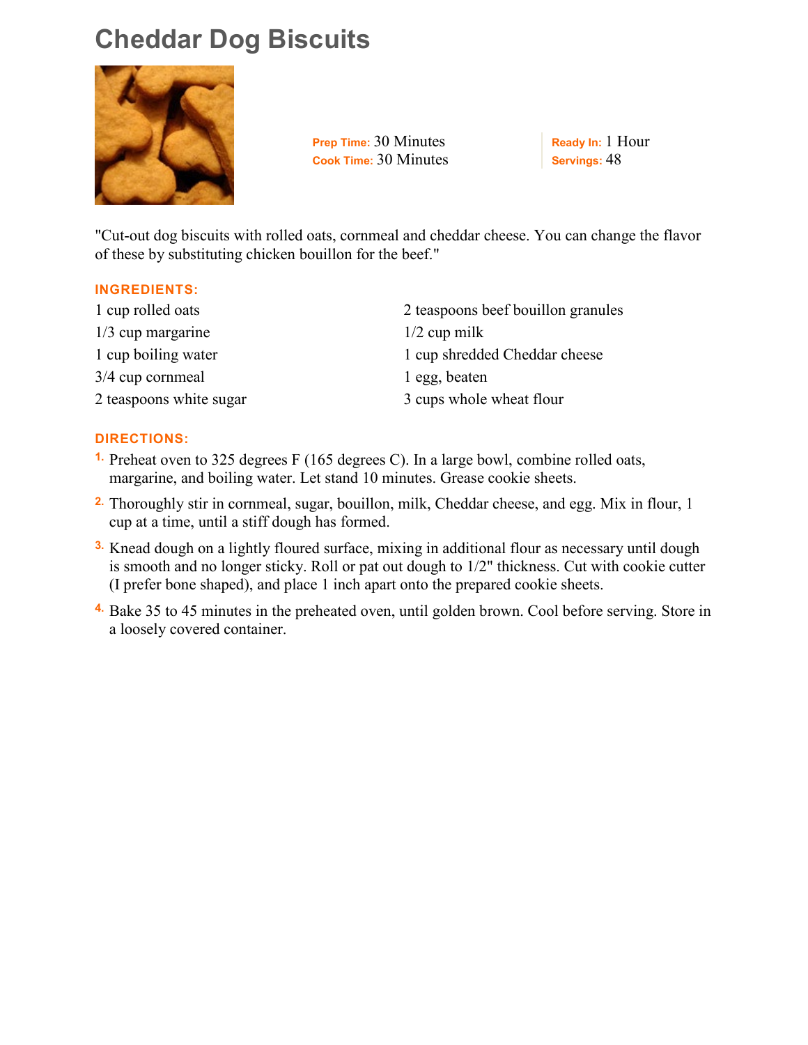# Cheddar Dog Biscuits

**Prep Time:** 30 Minutes
**Cook Time:** 30 Minutes

**Ready In:** 1 Hour
**Servings:** 48

"Cut-out dog biscuits with rolled oats, cornmeal and cheddar cheese. You can change the flavor of these by substituting chicken bouillon for the beef."

## INGREDIENTS:

- 1 cup rolled oats
- 1/3 cup margarine
- 1 cup boiling water
- 3/4 cup cornmeal
- 2 teaspoons white sugar
- 2 teaspoons beef bouillon granules
- 1/2 cup milk
- 1 cup shredded Cheddar cheese
- 1 egg, beaten
- 3 cups whole wheat flour

## DIRECTIONS:

1. Preheat oven to 325 degrees F (165 degrees C). In a large bowl, combine rolled oats, margarine, and boiling water. Let stand 10 minutes. Grease cookie sheets.
2. Thoroughly stir in cornmeal, sugar, bouillon, milk, Cheddar cheese, and egg. Mix in flour, 1 cup at a time, until a stiff dough has formed.
3. Knead dough on a lightly floured surface, mixing in additional flour as necessary until dough is smooth and no longer sticky. Roll or pat out dough to 1/2" thickness. Cut with cookie cutter (I prefer bone shaped), and place 1 inch apart onto the prepared cookie sheets.
4. Bake 35 to 45 minutes in the preheated oven, until golden brown. Cool before serving. Store in a loosely covered container.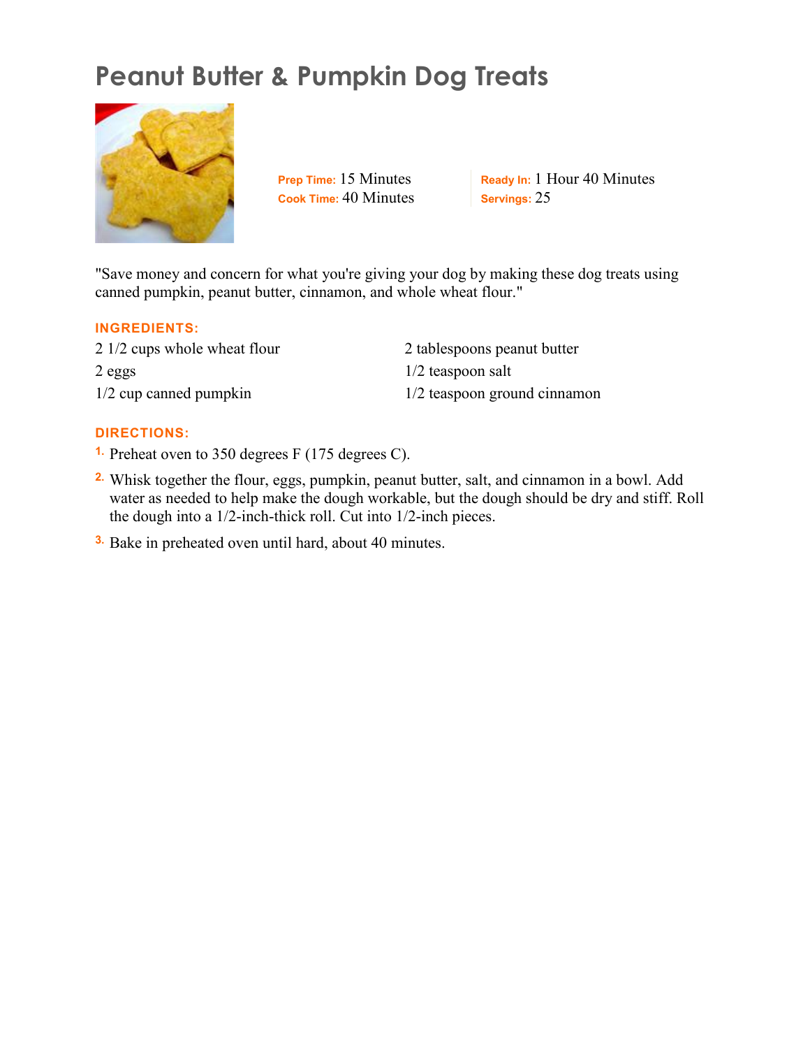# Peanut Butter & Pumpkin Dog Treats

**Prep Time:** 15 Minutes
**Cook Time:** 40 Minutes

**Ready In:** 1 Hour 40 Minutes
**Servings:** 25

"Save money and concern for what you're giving your dog by making these dog treats using canned pumpkin, peanut butter, cinnamon, and whole wheat flour."

## INGREDIENTS:

- 2 1/2 cups whole wheat flour
- 2 eggs
- 1/2 cup canned pumpkin
- 2 tablespoons peanut butter
- 1/2 teaspoon salt
- 1/2 teaspoon ground cinnamon

## DIRECTIONS:

1. Preheat oven to 350 degrees F (175 degrees C).
2. Whisk together the flour, eggs, pumpkin, peanut butter, salt, and cinnamon in a bowl. Add water as needed to help make the dough workable, but the dough should be dry and stiff. Roll the dough into a 1/2-inch-thick roll. Cut into 1/2-inch pieces.
3. Bake in preheated oven until hard, about 40 minutes.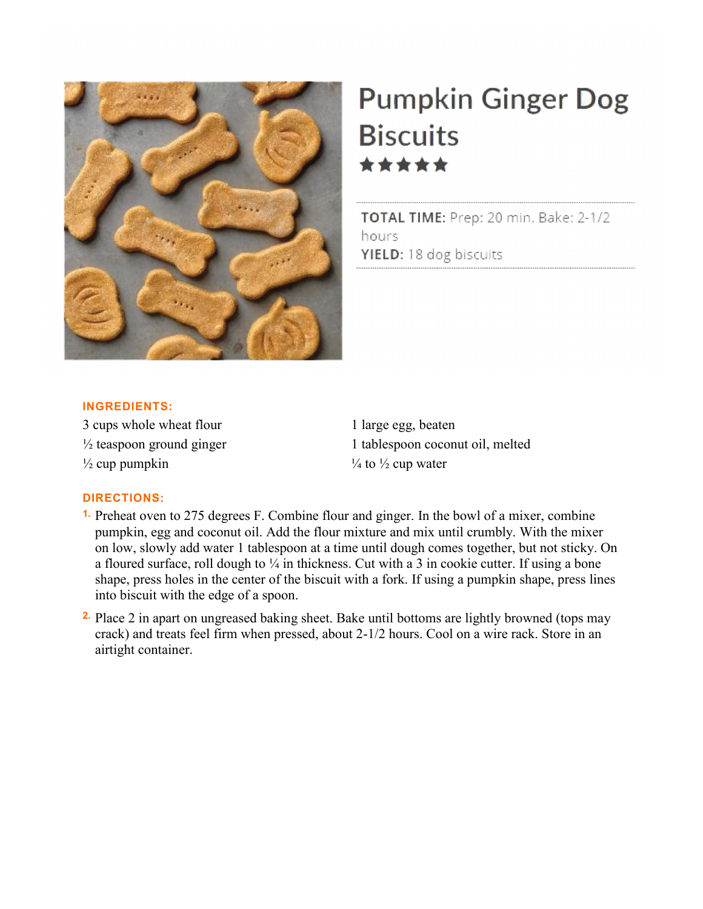# Pumpkin Ginger Dog Biscuits

★★★★★

**TOTAL TIME:** Prep: 20 min. Bake: 2-1/2 hours

**YIELD:** 18 dog biscuits

## INGREDIENTS:

- 3 cups whole wheat flour
- ½ teaspoon ground ginger
- ½ cup pumpkin
- 1 large egg, beaten
- 1 tablespoon coconut oil, melted
- ¼ to ½ cup water

## DIRECTIONS:

1. Preheat oven to 275 degrees F. Combine flour and ginger. In the bowl of a mixer, combine pumpkin, egg and coconut oil. Add the flour mixture and mix until crumbly. With the mixer on low, slowly add water 1 tablespoon at a time until dough comes together, but not sticky. On a floured surface, roll dough to ¼ in thickness. Cut with a 3 in cookie cutter. If using a bone shape, press holes in the center of the biscuit with a fork. If using a pumpkin shape, press lines into biscuit with the edge of a spoon.
2. Place 2 in apart on ungreased baking sheet. Bake until bottoms are lightly browned (tops may crack) and treats feel firm when pressed, about 2-1/2 hours. Cool on a wire rack. Store in an airtight container.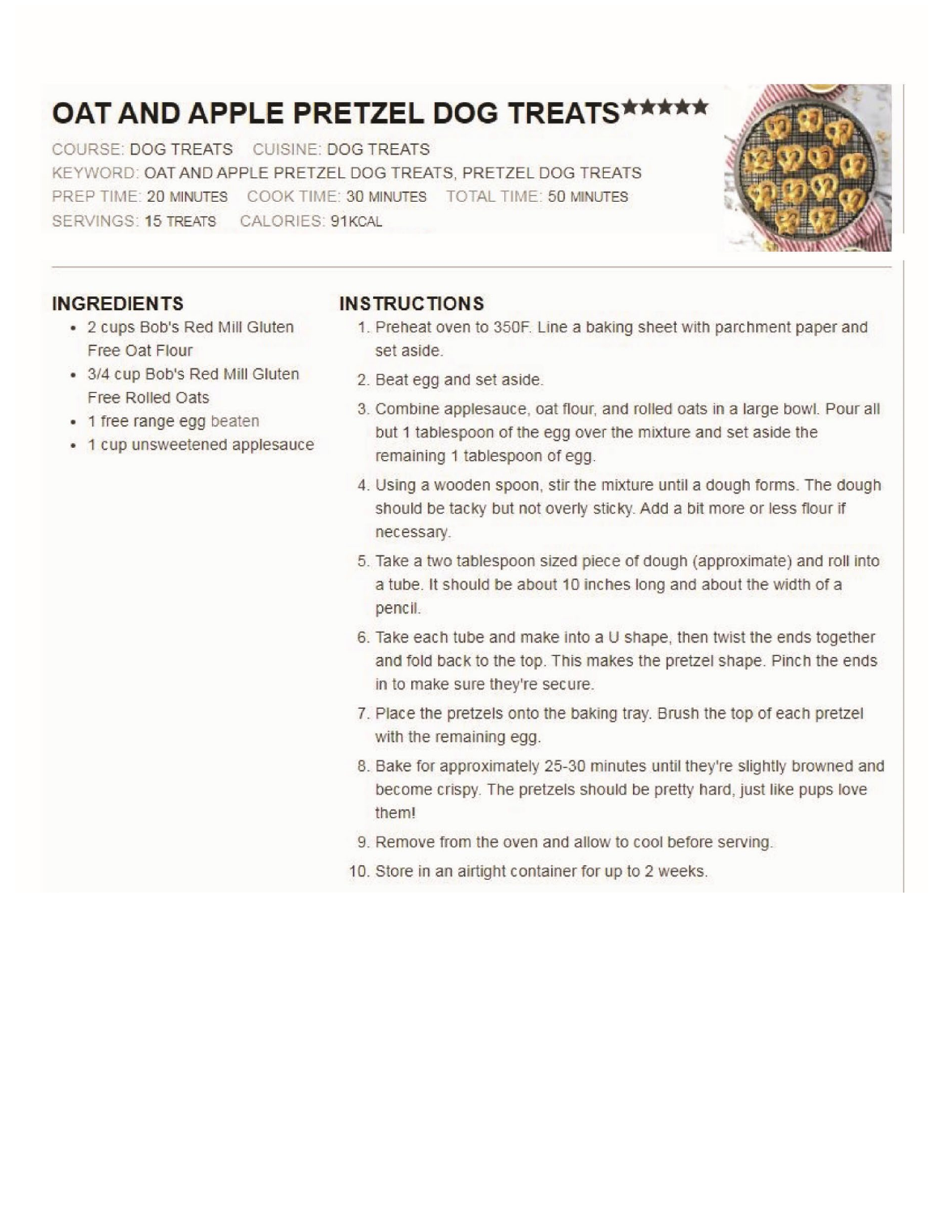# OAT AND APPLE PRETZEL DOG TREATS★★★★★

COURSE: DOG TREATS CUISINE: DOG TREATS
KEYWORD: OAT AND APPLE PRETZEL DOG TREATS, PRETZEL DOG TREATS
PREP TIME: 20 MINUTES COOK TIME: 30 MINUTES TOTAL TIME: 50 MINUTES
SERVINGS: 15 TREATS CALORIES: 91KCAL

## INGREDIENTS

- 2 cups Bob's Red Mill Gluten Free Oat Flour
- 3/4 cup Bob's Red Mill Gluten Free Rolled Oats
- 1 free range egg beaten
- 1 cup unsweetened applesauce

## INSTRUCTIONS

1. Preheat oven to 350F. Line a baking sheet with parchment paper and set aside.
2. Beat egg and set aside.
3. Combine applesauce, oat flour, and rolled oats in a large bowl. Pour all but 1 tablespoon of the egg over the mixture and set aside the remaining 1 tablespoon of egg.
4. Using a wooden spoon, stir the mixture until a dough forms. The dough should be tacky but not overly sticky. Add a bit more or less flour if necessary.
5. Take a two tablespoon sized piece of dough (approximate) and roll into a tube. It should be about 10 inches long and about the width of a pencil.
6. Take each tube and make into a U shape, then twist the ends together and fold back to the top. This makes the pretzel shape. Pinch the ends in to make sure they're secure.
7. Place the pretzels onto the baking tray. Brush the top of each pretzel with the remaining egg.
8. Bake for approximately 25-30 minutes until they're slightly browned and become crispy. The pretzels should be pretty hard, just like pups love them!
9. Remove from the oven and allow to cool before serving.
10. Store in an airtight container for up to 2 weeks.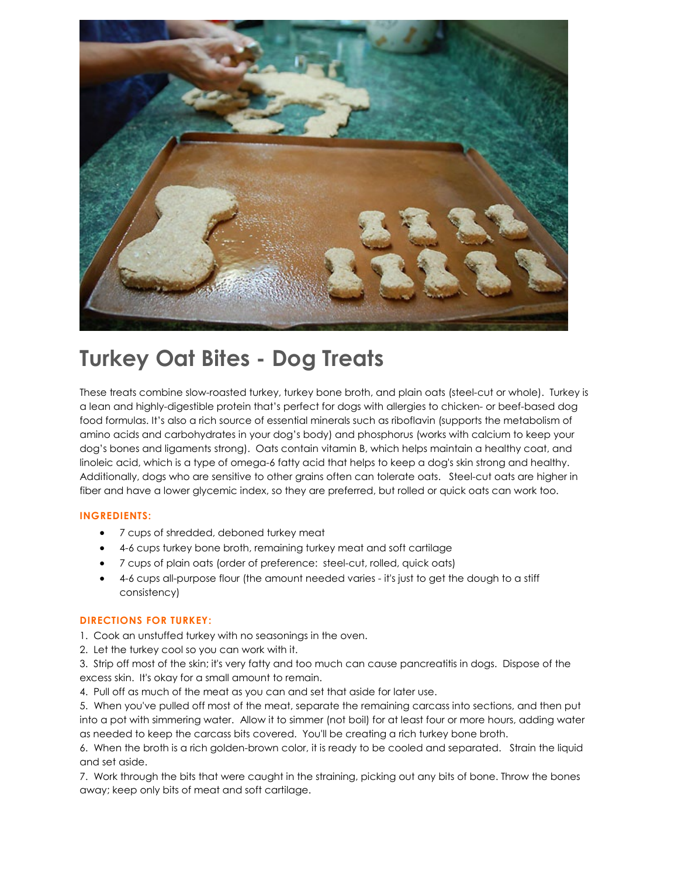# Turkey Oat Bites - Dog Treats

These treats combine slow-roasted turkey, turkey bone broth, and plain oats (steel-cut or whole). Turkey is a lean and highly-digestible protein that's perfect for dogs with allergies to chicken- or beef-based dog food formulas. It's also a rich source of essential minerals such as riboflavin (supports the metabolism of amino acids and carbohydrates in your dog's body) and phosphorus (works with calcium to keep your dog's bones and ligaments strong). Oats contain vitamin B, which helps maintain a healthy coat, and linoleic acid, which is a type of omega-6 fatty acid that helps to keep a dog's skin strong and healthy. Additionally, dogs who are sensitive to other grains often can tolerate oats. Steel-cut oats are higher in fiber and have a lower glycemic index, so they are preferred, but rolled or quick oats can work too.

### INGREDIENTS:

- 7 cups of shredded, deboned turkey meat
- 4-6 cups turkey bone broth, remaining turkey meat and soft cartilage
- 7 cups of plain oats (order of preference: steel-cut, rolled, quick oats)
- 4-6 cups all-purpose flour (the amount needed varies - it's just to get the dough to a stiff consistency)

### DIRECTIONS FOR TURKEY:

1. Cook an unstuffed turkey with no seasonings in the oven.
2. Let the turkey cool so you can work with it.
3. Strip off most of the skin; it's very fatty and too much can cause pancreatitis in dogs. Dispose of the excess skin. It's okay for a small amount to remain.
4. Pull off as much of the meat as you can and set that aside for later use.
5. When you've pulled off most of the meat, separate the remaining carcass into sections, and then put into a pot with simmering water. Allow it to simmer (not boil) for at least four or more hours, adding water as needed to keep the carcass bits covered. You'll be creating a rich turkey bone broth.
6. When the broth is a rich golden-brown color, it is ready to be cooled and separated. Strain the liquid and set aside.
7. Work through the bits that were caught in the straining, picking out any bits of bone. Throw the bones away; keep only bits of meat and soft cartilage.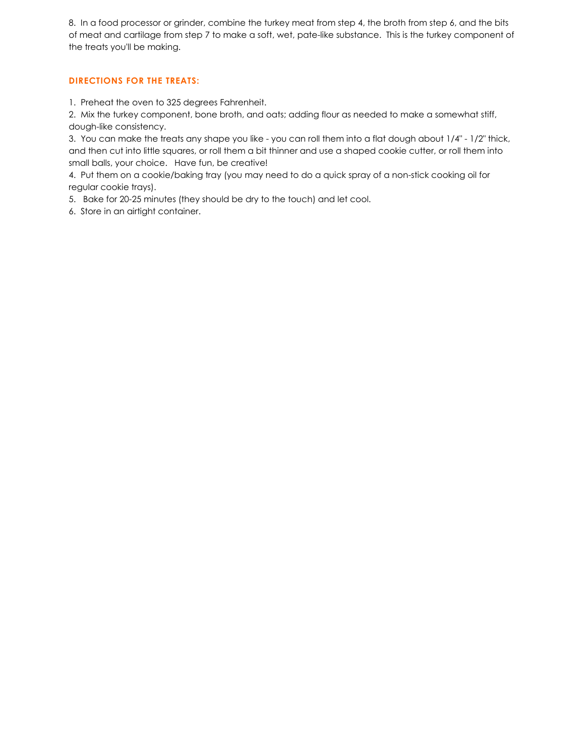8. In a food processor or grinder, combine the turkey meat from step 4, the broth from step 6, and the bits of meat and cartilage from step 7 to make a soft, wet, pate-like substance. This is the turkey component of the treats you'll be making.

### DIRECTIONS FOR THE TREATS:

1. Preheat the oven to 325 degrees Fahrenheit.
2. Mix the turkey component, bone broth, and oats; adding flour as needed to make a somewhat stiff, dough-like consistency.
3. You can make the treats any shape you like - you can roll them into a flat dough about 1/4" - 1/2" thick, and then cut into little squares, or roll them a bit thinner and use a shaped cookie cutter, or roll them into small balls, your choice. Have fun, be creative!
4. Put them on a cookie/baking tray (you may need to do a quick spray of a non-stick cooking oil for regular cookie trays).
5. Bake for 20-25 minutes (they should be dry to the touch) and let cool.
6. Store in an airtight container.